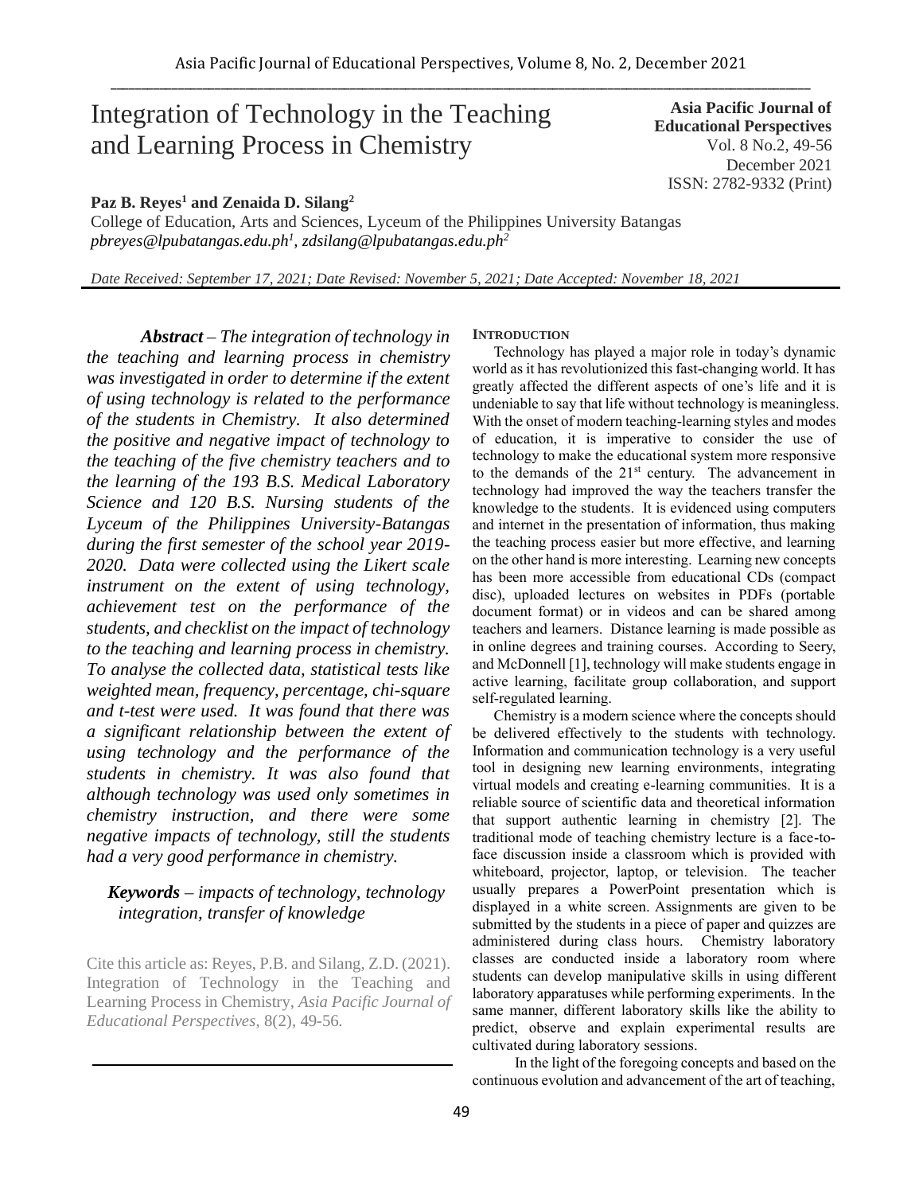# Integration of Technology in the Teaching and Learning Process in Chemistry

**Asia Pacific Journal of Educational Perspectives**
Vol. 8 No.2, 49-56
December 2021
ISSN: 2782-9332 (Print)

**Paz B. Reyes[1] and Zenaida D. Silang[2]**
College of Education, Arts and Sciences, Lyceum of the Philippines University Batangas
*pbreyes@lpubatangas.edu.ph[1], zdsilang@lpubatangas.edu.ph[2]*

*Date Received: September 17, 2021; Date Revised: November 5, 2021; Date Accepted: November 18, 2021*

***Abstract*** *– The integration of technology in the teaching and learning process in chemistry was investigated in order to determine if the extent of using technology is related to the performance of the students in Chemistry. It also determined the positive and negative impact of technology to the teaching of the five chemistry teachers and to the learning of the 193 B.S. Medical Laboratory Science and 120 B.S. Nursing students of the Lyceum of the Philippines University-Batangas during the first semester of the school year 2019-2020. Data were collected using the Likert scale instrument on the extent of using technology, achievement test on the performance of the students, and checklist on the impact of technology to the teaching and learning process in chemistry. To analyse the collected data, statistical tests like weighted mean, frequency, percentage, chi-square and t-test were used. It was found that there was a significant relationship between the extent of using technology and the performance of the students in chemistry. It was also found that although technology was used only sometimes in chemistry instruction, and there were some negative impacts of technology, still the students had a very good performance in chemistry.*

***Keywords*** *– impacts of technology, technology integration, transfer of knowledge*

Cite this article as: Reyes, P.B. and Silang, Z.D. (2021). Integration of Technology in the Teaching and Learning Process in Chemistry, *Asia Pacific Journal of Educational Perspectives*, 8(2), 49-56.

## INTRODUCTION

Technology has played a major role in today's dynamic world as it has revolutionized this fast-changing world. It has greatly affected the different aspects of one's life and it is undeniable to say that life without technology is meaningless. With the onset of modern teaching-learning styles and modes of education, it is imperative to consider the use of technology to make the educational system more responsive to the demands of the 21st century. The advancement in technology had improved the way the teachers transfer the knowledge to the students. It is evidenced using computers and internet in the presentation of information, thus making the teaching process easier but more effective, and learning on the other hand is more interesting. Learning new concepts has been more accessible from educational CDs (compact disc), uploaded lectures on websites in PDFs (portable document format) or in videos and can be shared among teachers and learners. Distance learning is made possible as in online degrees and training courses. According to Seery, and McDonnell [1], technology will make students engage in active learning, facilitate group collaboration, and support self-regulated learning.

Chemistry is a modern science where the concepts should be delivered effectively to the students with technology. Information and communication technology is a very useful tool in designing new learning environments, integrating virtual models and creating e-learning communities. It is a reliable source of scientific data and theoretical information that support authentic learning in chemistry [2]. The traditional mode of teaching chemistry lecture is a face-to-face discussion inside a classroom which is provided with whiteboard, projector, laptop, or television. The teacher usually prepares a PowerPoint presentation which is displayed in a white screen. Assignments are given to be submitted by the students in a piece of paper and quizzes are administered during class hours. Chemistry laboratory classes are conducted inside a laboratory room where students can develop manipulative skills in using different laboratory apparatuses while performing experiments. In the same manner, different laboratory skills like the ability to predict, observe and explain experimental results are cultivated during laboratory sessions.

In the light of the foregoing concepts and based on the continuous evolution and advancement of the art of teaching,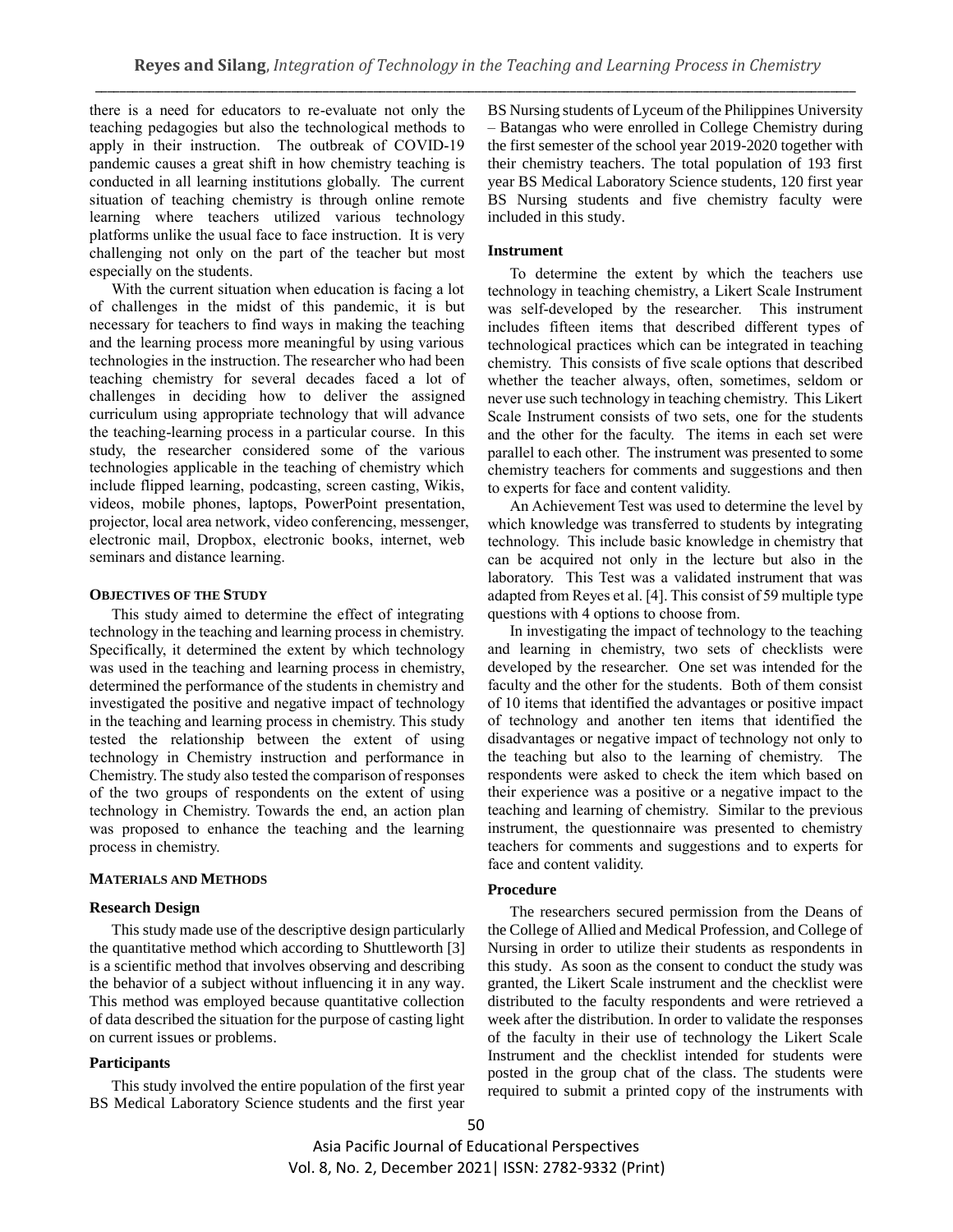there is a need for educators to re-evaluate not only the teaching pedagogies but also the technological methods to apply in their instruction. The outbreak of COVID-19 pandemic causes a great shift in how chemistry teaching is conducted in all learning institutions globally. The current situation of teaching chemistry is through online remote learning where teachers utilized various technology platforms unlike the usual face to face instruction. It is very challenging not only on the part of the teacher but most especially on the students.

With the current situation when education is facing a lot of challenges in the midst of this pandemic, it is but necessary for teachers to find ways in making the teaching and the learning process more meaningful by using various technologies in the instruction. The researcher who had been teaching chemistry for several decades faced a lot of challenges in deciding how to deliver the assigned curriculum using appropriate technology that will advance the teaching-learning process in a particular course. In this study, the researcher considered some of the various technologies applicable in the teaching of chemistry which include flipped learning, podcasting, screen casting, Wikis, videos, mobile phones, laptops, PowerPoint presentation, projector, local area network, video conferencing, messenger, electronic mail, Dropbox, electronic books, internet, web seminars and distance learning.

## OBJECTIVES OF THE STUDY

This study aimed to determine the effect of integrating technology in the teaching and learning process in chemistry. Specifically, it determined the extent by which technology was used in the teaching and learning process in chemistry, determined the performance of the students in chemistry and investigated the positive and negative impact of technology in the teaching and learning process in chemistry. This study tested the relationship between the extent of using technology in Chemistry instruction and performance in Chemistry. The study also tested the comparison of responses of the two groups of respondents on the extent of using technology in Chemistry. Towards the end, an action plan was proposed to enhance the teaching and the learning process in chemistry.

## MATERIALS AND METHODS

### Research Design

This study made use of the descriptive design particularly the quantitative method which according to Shuttleworth [3] is a scientific method that involves observing and describing the behavior of a subject without influencing it in any way. This method was employed because quantitative collection of data described the situation for the purpose of casting light on current issues or problems.

### Participants

This study involved the entire population of the first year BS Medical Laboratory Science students and the first year BS Nursing students of Lyceum of the Philippines University – Batangas who were enrolled in College Chemistry during the first semester of the school year 2019-2020 together with their chemistry teachers. The total population of 193 first year BS Medical Laboratory Science students, 120 first year BS Nursing students and five chemistry faculty were included in this study.

### Instrument

To determine the extent by which the teachers use technology in teaching chemistry, a Likert Scale Instrument was self-developed by the researcher. This instrument includes fifteen items that described different types of technological practices which can be integrated in teaching chemistry. This consists of five scale options that described whether the teacher always, often, sometimes, seldom or never use such technology in teaching chemistry. This Likert Scale Instrument consists of two sets, one for the students and the other for the faculty. The items in each set were parallel to each other. The instrument was presented to some chemistry teachers for comments and suggestions and then to experts for face and content validity.

An Achievement Test was used to determine the level by which knowledge was transferred to students by integrating technology. This include basic knowledge in chemistry that can be acquired not only in the lecture but also in the laboratory. This Test was a validated instrument that was adapted from Reyes et al. [4]. This consist of 59 multiple type questions with 4 options to choose from.

In investigating the impact of technology to the teaching and learning in chemistry, two sets of checklists were developed by the researcher. One set was intended for the faculty and the other for the students. Both of them consist of 10 items that identified the advantages or positive impact of technology and another ten items that identified the disadvantages or negative impact of technology not only to the teaching but also to the learning of chemistry. The respondents were asked to check the item which based on their experience was a positive or a negative impact to the teaching and learning of chemistry. Similar to the previous instrument, the questionnaire was presented to chemistry teachers for comments and suggestions and to experts for face and content validity.

### Procedure

The researchers secured permission from the Deans of the College of Allied and Medical Profession, and College of Nursing in order to utilize their students as respondents in this study. As soon as the consent to conduct the study was granted, the Likert Scale instrument and the checklist were distributed to the faculty respondents and were retrieved a week after the distribution. In order to validate the responses of the faculty in their use of technology the Likert Scale Instrument and the checklist intended for students were posted in the group chat of the class. The students were required to submit a printed copy of the instruments with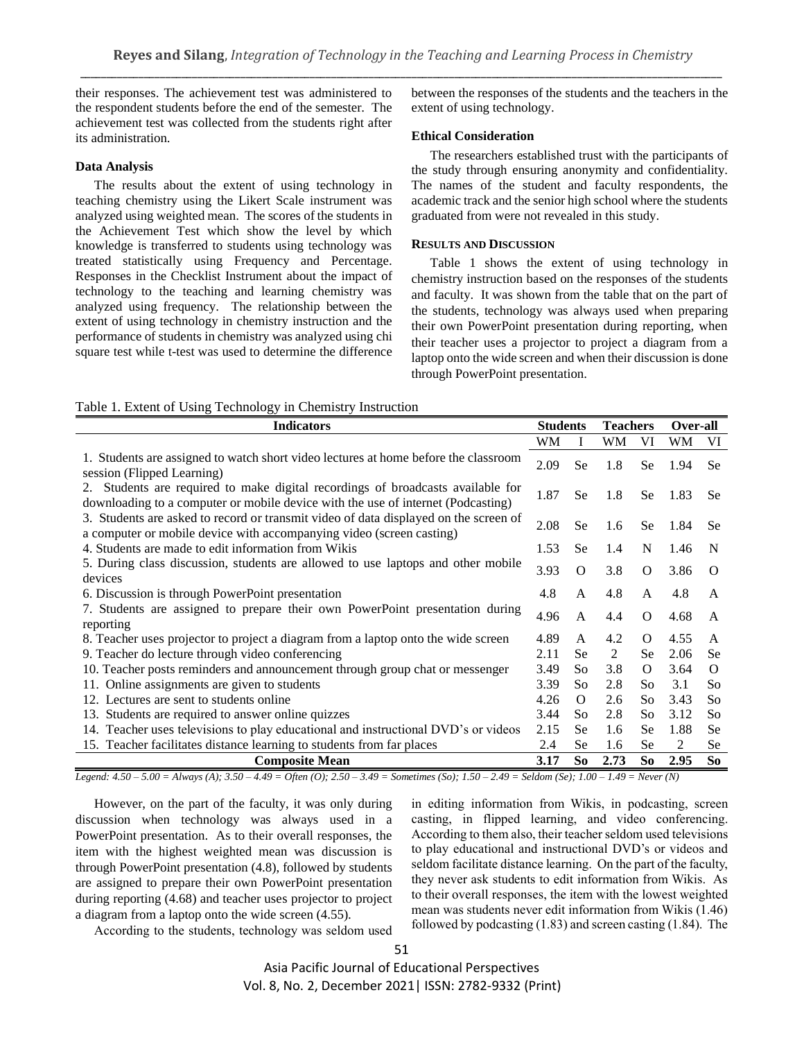their responses. The achievement test was administered to the respondent students before the end of the semester. The achievement test was collected from the students right after its administration.

**Data Analysis**

The results about the extent of using technology in teaching chemistry using the Likert Scale instrument was analyzed using weighted mean. The scores of the students in the Achievement Test which show the level by which knowledge is transferred to students using technology was treated statistically using Frequency and Percentage. Responses in the Checklist Instrument about the impact of technology to the teaching and learning chemistry was analyzed using frequency. The relationship between the extent of using technology in chemistry instruction and the performance of students in chemistry was analyzed using chi square test while t-test was used to determine the difference between the responses of the students and the teachers in the extent of using technology.

**Ethical Consideration**

The researchers established trust with the participants of the study through ensuring anonymity and confidentiality. The names of the student and faculty respondents, the academic track and the senior high school where the students graduated from were not revealed in this study.

**RESULTS AND DISCUSSION**

Table 1 shows the extent of using technology in chemistry instruction based on the responses of the students and faculty. It was shown from the table that on the part of the students, technology was always used when preparing their own PowerPoint presentation during reporting, when their teacher uses a projector to project a diagram from a laptop onto the wide screen and when their discussion is done through PowerPoint presentation.

Table 1. Extent of Using Technology in Chemistry Instruction

| Indicators | Students | | Teachers | | Over-all | |
|---|---|---|---|---|---|---|
| | WM | I | WM | VI | WM | VI |
| 1. Students are assigned to watch short video lectures at home before the classroom session (Flipped Learning) | 2.09 | Se | 1.8 | Se | 1.94 | Se |
| 2. Students are required to make digital recordings of broadcasts available for downloading to a computer or mobile device with the use of internet (Podcasting) | 1.87 | Se | 1.8 | Se | 1.83 | Se |
| 3. Students are asked to record or transmit video of data displayed on the screen of a computer or mobile device with accompanying video (screen casting) | 2.08 | Se | 1.6 | Se | 1.84 | Se |
| 4. Students are made to edit information from Wikis | 1.53 | Se | 1.4 | N | 1.46 | N |
| 5. During class discussion, students are allowed to use laptops and other mobile devices | 3.93 | O | 3.8 | O | 3.86 | O |
| 6. Discussion is through PowerPoint presentation | 4.8 | A | 4.8 | A | 4.8 | A |
| 7. Students are assigned to prepare their own PowerPoint presentation during reporting | 4.96 | A | 4.4 | O | 4.68 | A |
| 8. Teacher uses projector to project a diagram from a laptop onto the wide screen | 4.89 | A | 4.2 | O | 4.55 | A |
| 9. Teacher do lecture through video conferencing | 2.11 | Se | 2 | Se | 2.06 | Se |
| 10. Teacher posts reminders and announcement through group chat or messenger | 3.49 | So | 3.8 | O | 3.64 | O |
| 11. Online assignments are given to students | 3.39 | So | 2.8 | So | 3.1 | So |
| 12. Lectures are sent to students online | 4.26 | O | 2.6 | So | 3.43 | So |
| 13. Students are required to answer online quizzes | 3.44 | So | 2.8 | So | 3.12 | So |
| 14. Teacher uses televisions to play educational and instructional DVD's or videos | 2.15 | Se | 1.6 | Se | 1.88 | Se |
| 15. Teacher facilitates distance learning to students from far places | 2.4 | Se | 1.6 | Se | 2 | Se |
| **Composite Mean** | **3.17** | **So** | **2.73** | **So** | **2.95** | **So** |

*Legend: 4.50 – 5.00 = Always (A); 3.50 – 4.49 = Often (O); 2.50 – 3.49 = Sometimes (So); 1.50 – 2.49 = Seldom (Se); 1.00 – 1.49 = Never (N)*

However, on the part of the faculty, it was only during discussion when technology was always used in a PowerPoint presentation. As to their overall responses, the item with the highest weighted mean was discussion is through PowerPoint presentation (4.8), followed by students are assigned to prepare their own PowerPoint presentation during reporting (4.68) and teacher uses projector to project a diagram from a laptop onto the wide screen (4.55).

According to the students, technology was seldom used in editing information from Wikis, in podcasting, screen casting, in flipped learning, and video conferencing. According to them also, their teacher seldom used televisions to play educational and instructional DVD's or videos and seldom facilitate distance learning. On the part of the faculty, they never ask students to edit information from Wikis. As to their overall responses, the item with the lowest weighted mean was students never edit information from Wikis (1.46) followed by podcasting (1.83) and screen casting (1.84). The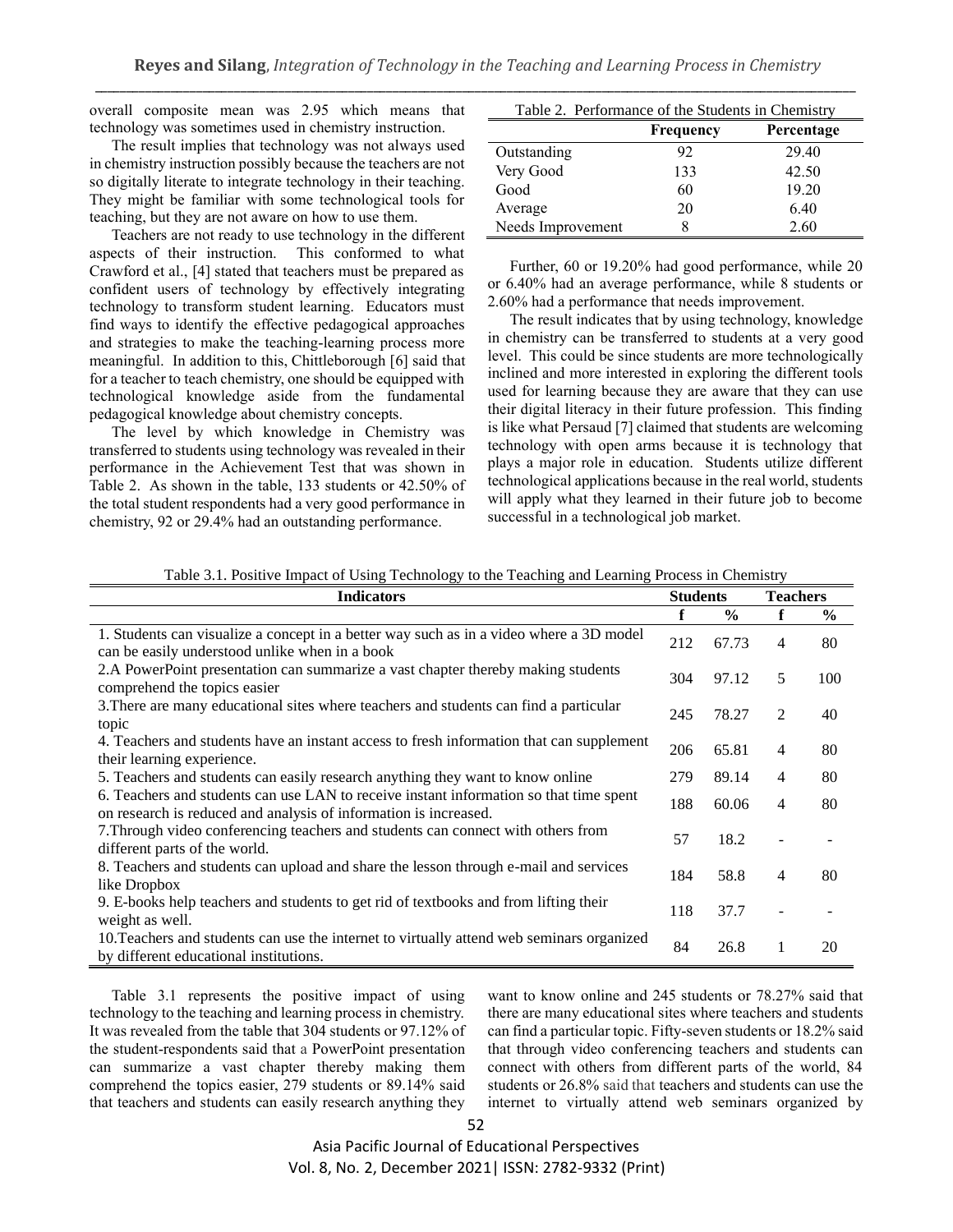overall composite mean was 2.95 which means that technology was sometimes used in chemistry instruction.

The result implies that technology was not always used in chemistry instruction possibly because the teachers are not so digitally literate to integrate technology in their teaching. They might be familiar with some technological tools for teaching, but they are not aware on how to use them.

Teachers are not ready to use technology in the different aspects of their instruction. This conformed to what Crawford et al., [4] stated that teachers must be prepared as confident users of technology by effectively integrating technology to transform student learning. Educators must find ways to identify the effective pedagogical approaches and strategies to make the teaching-learning process more meaningful. In addition to this, Chittleborough [6] said that for a teacher to teach chemistry, one should be equipped with technological knowledge aside from the fundamental pedagogical knowledge about chemistry concepts.

The level by which knowledge in Chemistry was transferred to students using technology was revealed in their performance in the Achievement Test that was shown in Table 2. As shown in the table, 133 students or 42.50% of the total student respondents had a very good performance in chemistry, 92 or 29.4% had an outstanding performance.

Table 2. Performance of the Students in Chemistry

| | Frequency | Percentage |
|---|---|---|
| Outstanding | 92 | 29.40 |
| Very Good | 133 | 42.50 |
| Good | 60 | 19.20 |
| Average | 20 | 6.40 |
| Needs Improvement | 8 | 2.60 |

Further, 60 or 19.20% had good performance, while 20 or 6.40% had an average performance, while 8 students or 2.60% had a performance that needs improvement.

The result indicates that by using technology, knowledge in chemistry can be transferred to students at a very good level. This could be since students are more technologically inclined and more interested in exploring the different tools used for learning because they are aware that they can use their digital literacy in their future profession. This finding is like what Persaud [7] claimed that students are welcoming technology with open arms because it is technology that plays a major role in education. Students utilize different technological applications because in the real world, students will apply what they learned in their future job to become successful in a technological job market.

Table 3.1. Positive Impact of Using Technology to the Teaching and Learning Process in Chemistry

| Indicators | Students | | Teachers | |
|---|---|---|---|---|
| | f | % | f | % |
| 1. Students can visualize a concept in a better way such as in a video where a 3D model can be easily understood unlike when in a book | 212 | 67.73 | 4 | 80 |
| 2.A PowerPoint presentation can summarize a vast chapter thereby making students comprehend the topics easier | 304 | 97.12 | 5 | 100 |
| 3.There are many educational sites where teachers and students can find a particular topic | 245 | 78.27 | 2 | 40 |
| 4. Teachers and students have an instant access to fresh information that can supplement their learning experience. | 206 | 65.81 | 4 | 80 |
| 5. Teachers and students can easily research anything they want to know online | 279 | 89.14 | 4 | 80 |
| 6. Teachers and students can use LAN to receive instant information so that time spent on research is reduced and analysis of information is increased. | 188 | 60.06 | 4 | 80 |
| 7.Through video conferencing teachers and students can connect with others from different parts of the world. | 57 | 18.2 | - | - |
| 8. Teachers and students can upload and share the lesson through e-mail and services like Dropbox | 184 | 58.8 | 4 | 80 |
| 9. E-books help teachers and students to get rid of textbooks and from lifting their weight as well. | 118 | 37.7 | - | - |
| 10.Teachers and students can use the internet to virtually attend web seminars organized by different educational institutions. | 84 | 26.8 | 1 | 20 |

Table 3.1 represents the positive impact of using technology to the teaching and learning process in chemistry. It was revealed from the table that 304 students or 97.12% of the student-respondents said that a PowerPoint presentation can summarize a vast chapter thereby making them comprehend the topics easier, 279 students or 89.14% said that teachers and students can easily research anything they want to know online and 245 students or 78.27% said that there are many educational sites where teachers and students can find a particular topic. Fifty-seven students or 18.2% said that through video conferencing teachers and students can connect with others from different parts of the world, 84 students or 26.8% said that teachers and students can use the internet to virtually attend web seminars organized by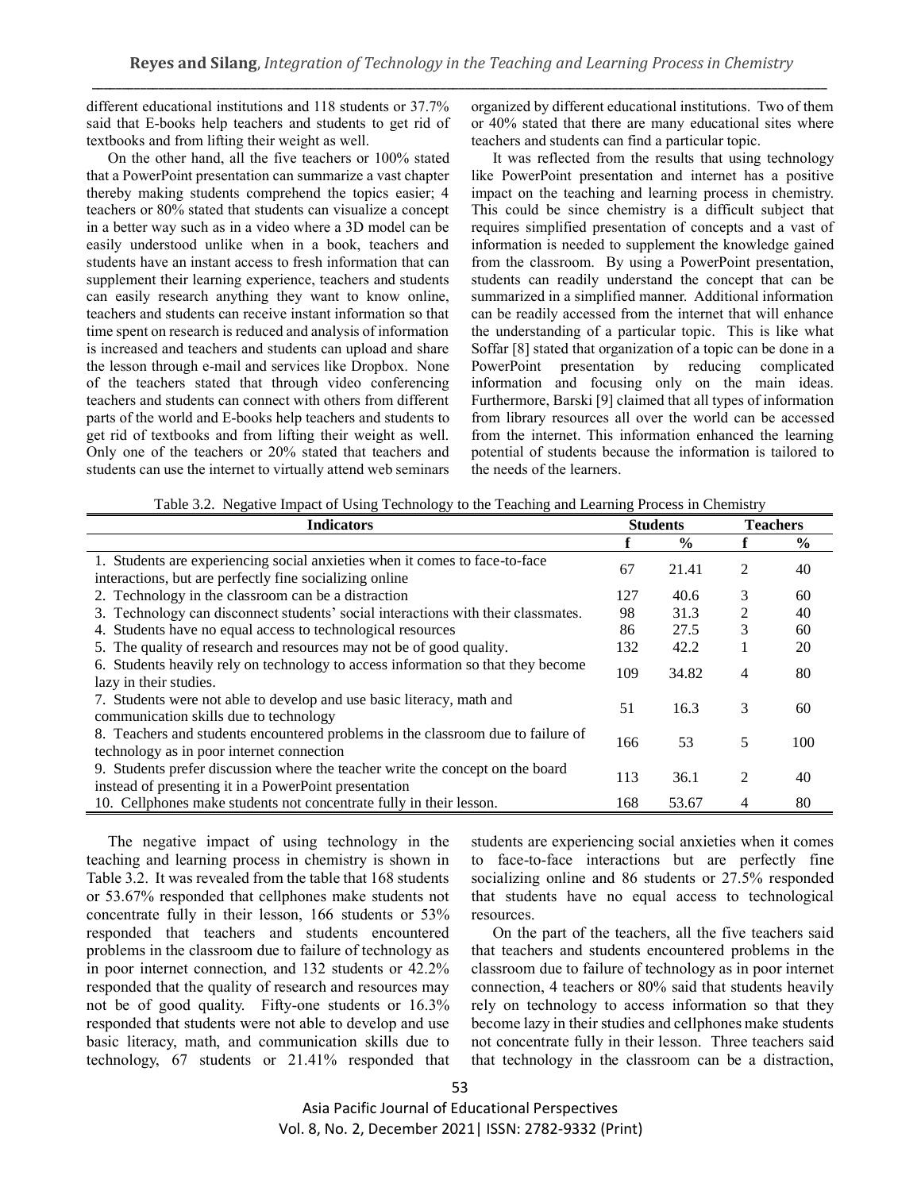different educational institutions and 118 students or 37.7% said that E-books help teachers and students to get rid of textbooks and from lifting their weight as well.

On the other hand, all the five teachers or 100% stated that a PowerPoint presentation can summarize a vast chapter thereby making students comprehend the topics easier; 4 teachers or 80% stated that students can visualize a concept in a better way such as in a video where a 3D model can be easily understood unlike when in a book, teachers and students have an instant access to fresh information that can supplement their learning experience, teachers and students can easily research anything they want to know online, teachers and students can receive instant information so that time spent on research is reduced and analysis of information is increased and teachers and students can upload and share the lesson through e-mail and services like Dropbox. None of the teachers stated that through video conferencing teachers and students can connect with others from different parts of the world and E-books help teachers and students to get rid of textbooks and from lifting their weight as well. Only one of the teachers or 20% stated that teachers and students can use the internet to virtually attend web seminars organized by different educational institutions. Two of them or 40% stated that there are many educational sites where teachers and students can find a particular topic.

It was reflected from the results that using technology like PowerPoint presentation and internet has a positive impact on the teaching and learning process in chemistry. This could be since chemistry is a difficult subject that requires simplified presentation of concepts and a vast of information is needed to supplement the knowledge gained from the classroom. By using a PowerPoint presentation, students can readily understand the concept that can be summarized in a simplified manner. Additional information can be readily accessed from the internet that will enhance the understanding of a particular topic. This is like what Soffar [8] stated that organization of a topic can be done in a PowerPoint presentation by reducing complicated information and focusing only on the main ideas. Furthermore, Barski [9] claimed that all types of information from library resources all over the world can be accessed from the internet. This information enhanced the learning potential of students because the information is tailored to the needs of the learners.

Table 3.2. Negative Impact of Using Technology to the Teaching and Learning Process in Chemistry

| Indicators | Students | | Teachers | |
|---|---|---|---|---|
| | f | % | f | % |
| 1. Students are experiencing social anxieties when it comes to face-to-face interactions, but are perfectly fine socializing online | 67 | 21.41 | 2 | 40 |
| 2. Technology in the classroom can be a distraction | 127 | 40.6 | 3 | 60 |
| 3. Technology can disconnect students' social interactions with their classmates. | 98 | 31.3 | 2 | 40 |
| 4. Students have no equal access to technological resources | 86 | 27.5 | 3 | 60 |
| 5. The quality of research and resources may not be of good quality. | 132 | 42.2 | 1 | 20 |
| 6. Students heavily rely on technology to access information so that they become lazy in their studies. | 109 | 34.82 | 4 | 80 |
| 7. Students were not able to develop and use basic literacy, math and communication skills due to technology | 51 | 16.3 | 3 | 60 |
| 8. Teachers and students encountered problems in the classroom due to failure of technology as in poor internet connection | 166 | 53 | 5 | 100 |
| 9. Students prefer discussion where the teacher write the concept on the board instead of presenting it in a PowerPoint presentation | 113 | 36.1 | 2 | 40 |
| 10. Cellphones make students not concentrate fully in their lesson. | 168 | 53.67 | 4 | 80 |

The negative impact of using technology in the teaching and learning process in chemistry is shown in Table 3.2. It was revealed from the table that 168 students or 53.67% responded that cellphones make students not concentrate fully in their lesson, 166 students or 53% responded that teachers and students encountered problems in the classroom due to failure of technology as in poor internet connection, and 132 students or 42.2% responded that the quality of research and resources may not be of good quality. Fifty-one students or 16.3% responded that students were not able to develop and use basic literacy, math, and communication skills due to technology, 67 students or 21.41% responded that students are experiencing social anxieties when it comes to face-to-face interactions but are perfectly fine socializing online and 86 students or 27.5% responded that students have no equal access to technological resources.

On the part of the teachers, all the five teachers said that teachers and students encountered problems in the classroom due to failure of technology as in poor internet connection, 4 teachers or 80% said that students heavily rely on technology to access information so that they become lazy in their studies and cellphones make students not concentrate fully in their lesson. Three teachers said that technology in the classroom can be a distraction,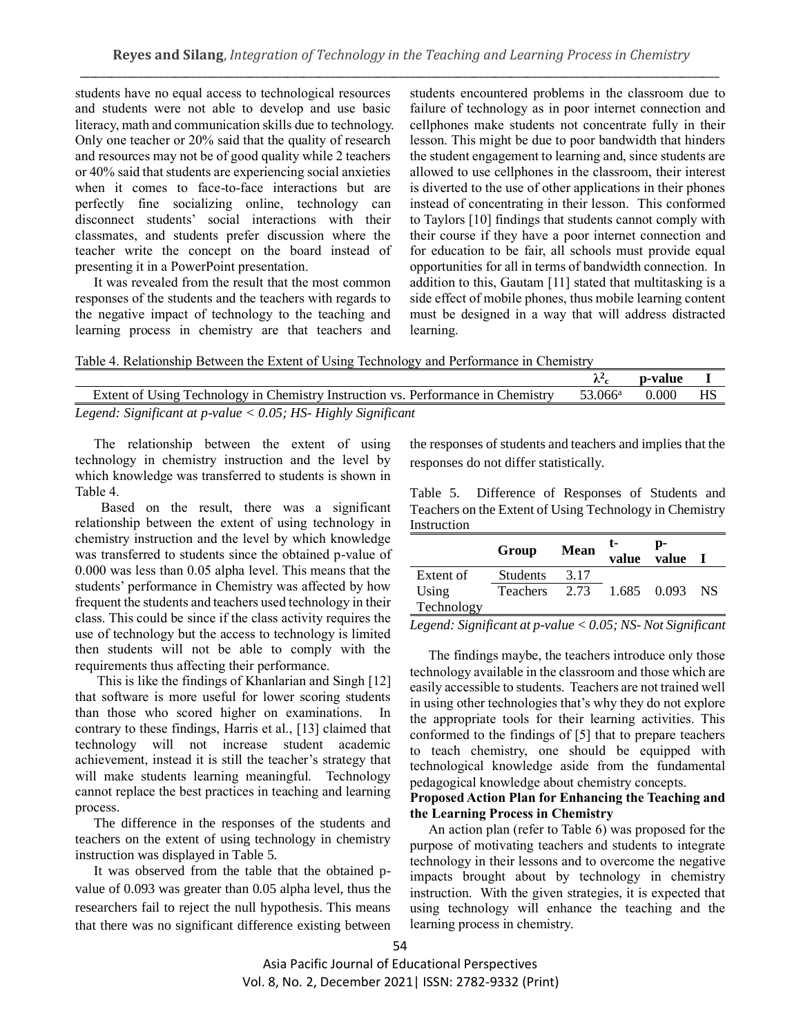students have no equal access to technological resources and students were not able to develop and use basic literacy, math and communication skills due to technology. Only one teacher or 20% said that the quality of research and resources may not be of good quality while 2 teachers or 40% said that students are experiencing social anxieties when it comes to face-to-face interactions but are perfectly fine socializing online, technology can disconnect students' social interactions with their classmates, and students prefer discussion where the teacher write the concept on the board instead of presenting it in a PowerPoint presentation.

It was revealed from the result that the most common responses of the students and the teachers with regards to the negative impact of technology to the teaching and learning process in chemistry are that teachers and students encountered problems in the classroom due to failure of technology as in poor internet connection and cellphones make students not concentrate fully in their lesson. This might be due to poor bandwidth that hinders the student engagement to learning and, since students are allowed to use cellphones in the classroom, their interest is diverted to the use of other applications in their phones instead of concentrating in their lesson. This conformed to Taylors [10] findings that students cannot comply with their course if they have a poor internet connection and for education to be fair, all schools must provide equal opportunities for all in terms of bandwidth connection. In addition to this, Gautam [11] stated that multitasking is a side effect of mobile phones, thus mobile learning content must be designed in a way that will address distracted learning.

Table 4. Relationship Between the Extent of Using Technology and Performance in Chemistry

| | $\lambda^2_c$ | p-value | I |
|---|---|---|---|
| Extent of Using Technology in Chemistry Instruction vs. Performance in Chemistry | 53.066[a] | 0.000 | HS |

*Legend: Significant at p-value < 0.05; HS- Highly Significant*

The relationship between the extent of using technology in chemistry instruction and the level by which knowledge was transferred to students is shown in Table 4.

Based on the result, there was a significant relationship between the extent of using technology in chemistry instruction and the level by which knowledge was transferred to students since the obtained p-value of 0.000 was less than 0.05 alpha level. This means that the students' performance in Chemistry was affected by how frequent the students and teachers used technology in their class. This could be since if the class activity requires the use of technology but the access to technology is limited then students will not be able to comply with the requirements thus affecting their performance.

This is like the findings of Khanlarian and Singh [12] that software is more useful for lower scoring students than those who scored higher on examinations. In contrary to these findings, Harris et al., [13] claimed that technology will not increase student academic achievement, instead it is still the teacher's strategy that will make students learning meaningful. Technology cannot replace the best practices in teaching and learning process.

The difference in the responses of the students and teachers on the extent of using technology in chemistry instruction was displayed in Table 5.

It was observed from the table that the obtained p-value of 0.093 was greater than 0.05 alpha level, thus the researchers fail to reject the null hypothesis. This means that there was no significant difference existing between the responses of students and teachers and implies that the responses do not differ statistically.

Table 5. Difference of Responses of Students and Teachers on the Extent of Using Technology in Chemistry Instruction

| | Group | Mean | t-value | p-value | I |
|---|---|---|---|---|---|
| Extent of Using Technology | Students | 3.17 | 1.685 | 0.093 | NS |
| | Teachers | 2.73 | | | |

*Legend: Significant at p-value < 0.05; NS- Not Significant*

The findings maybe, the teachers introduce only those technology available in the classroom and those which are easily accessible to students. Teachers are not trained well in using other technologies that's why they do not explore the appropriate tools for their learning activities. This conformed to the findings of [5] that to prepare teachers to teach chemistry, one should be equipped with technological knowledge aside from the fundamental pedagogical knowledge about chemistry concepts.

**Proposed Action Plan for Enhancing the Teaching and the Learning Process in Chemistry**

An action plan (refer to Table 6) was proposed for the purpose of motivating teachers and students to integrate technology in their lessons and to overcome the negative impacts brought about by technology in chemistry instruction. With the given strategies, it is expected that using technology will enhance the teaching and the learning process in chemistry.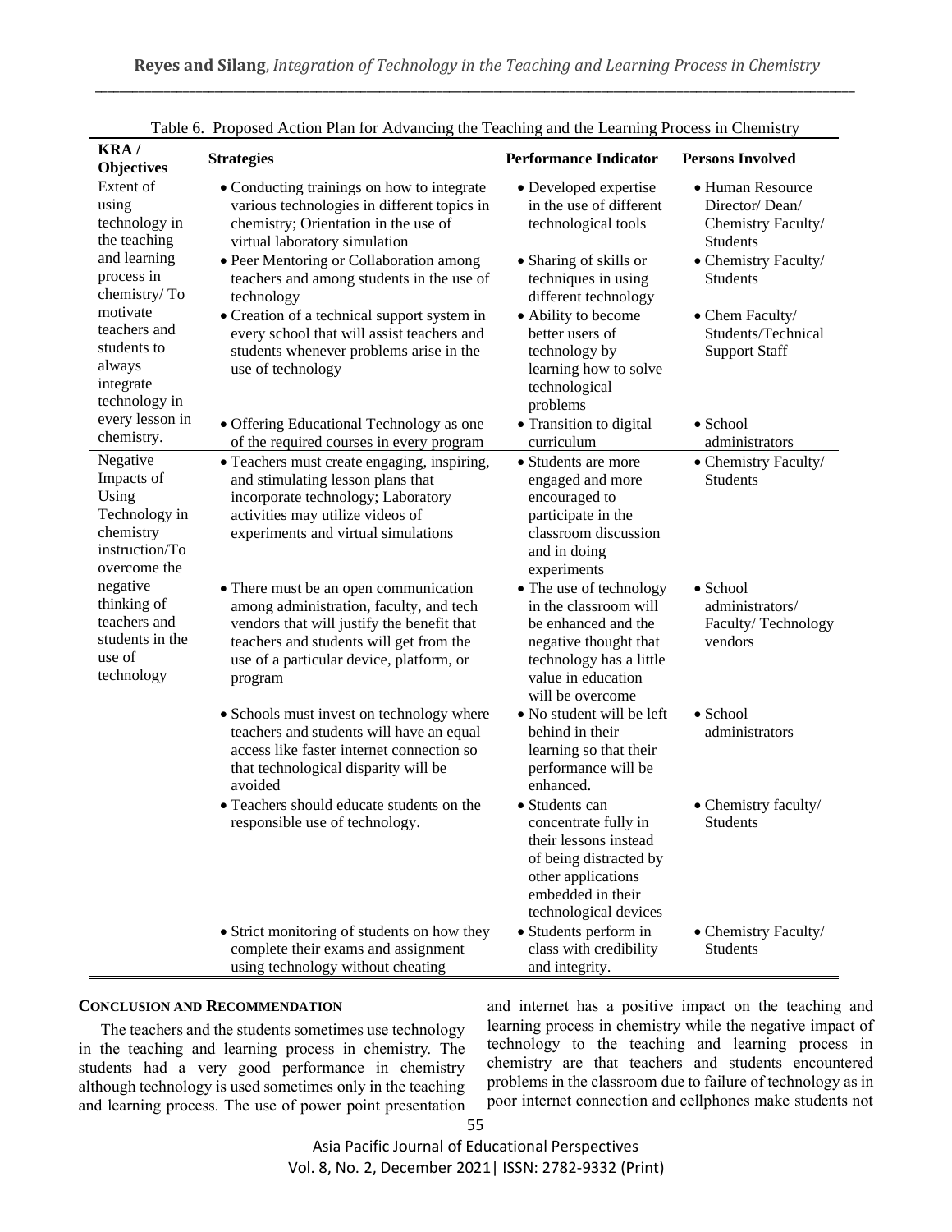Table 6. Proposed Action Plan for Advancing the Teaching and the Learning Process in Chemistry

| KRA / Objectives | Strategies | Performance Indicator | Persons Involved |
|---|---|---|---|
| Extent of using technology in the teaching and learning process in chemistry/ To motivate teachers and students to always integrate technology in every lesson in chemistry. | • Conducting trainings on how to integrate various technologies in different topics in chemistry; Orientation in the use of virtual laboratory simulation | • Developed expertise in the use of different technological tools | • Human Resource Director/ Dean/ Chemistry Faculty/ Students |
| | • Peer Mentoring or Collaboration among teachers and among students in the use of technology | • Sharing of skills or techniques in using different technology | • Chemistry Faculty/ Students |
| | • Creation of a technical support system in every school that will assist teachers and students whenever problems arise in the use of technology | • Ability to become better users of technology by learning how to solve technological problems | • Chem Faculty/ Students/Technical Support Staff |
| | • Offering Educational Technology as one of the required courses in every program | • Transition to digital curriculum | • School administrators |
| Negative Impacts of Using Technology in chemistry instruction/To overcome the negative thinking of teachers and students in the use of technology | • Teachers must create engaging, inspiring, and stimulating lesson plans that incorporate technology; Laboratory activities may utilize videos of experiments and virtual simulations | • Students are more engaged and more encouraged to participate in the classroom discussion and in doing experiments | • Chemistry Faculty/ Students |
| | • There must be an open communication among administration, faculty, and tech vendors that will justify the benefit that teachers and students will get from the use of a particular device, platform, or program | • The use of technology in the classroom will be enhanced and the negative thought that technology has a little value in education will be overcome | • School administrators/ Faculty/ Technology vendors |
| | • Schools must invest on technology where teachers and students will have an equal access like faster internet connection so that technological disparity will be avoided | • No student will be left behind in their learning so that their performance will be enhanced. | • School administrators |
| | • Teachers should educate students on the responsible use of technology. | • Students can concentrate fully in their lessons instead of being distracted by other applications embedded in their technological devices | • Chemistry faculty/ Students |
| | • Strict monitoring of students on how they complete their exams and assignment using technology without cheating | • Students perform in class with credibility and integrity. | • Chemistry Faculty/ Students |

## CONCLUSION AND RECOMMENDATION

The teachers and the students sometimes use technology in the teaching and learning process in chemistry. The students had a very good performance in chemistry although technology is used sometimes only in the teaching and learning process. The use of power point presentation and internet has a positive impact on the teaching and learning process in chemistry while the negative impact of technology to the teaching and learning process in chemistry are that teachers and students encountered problems in the classroom due to failure of technology as in poor internet connection and cellphones make students not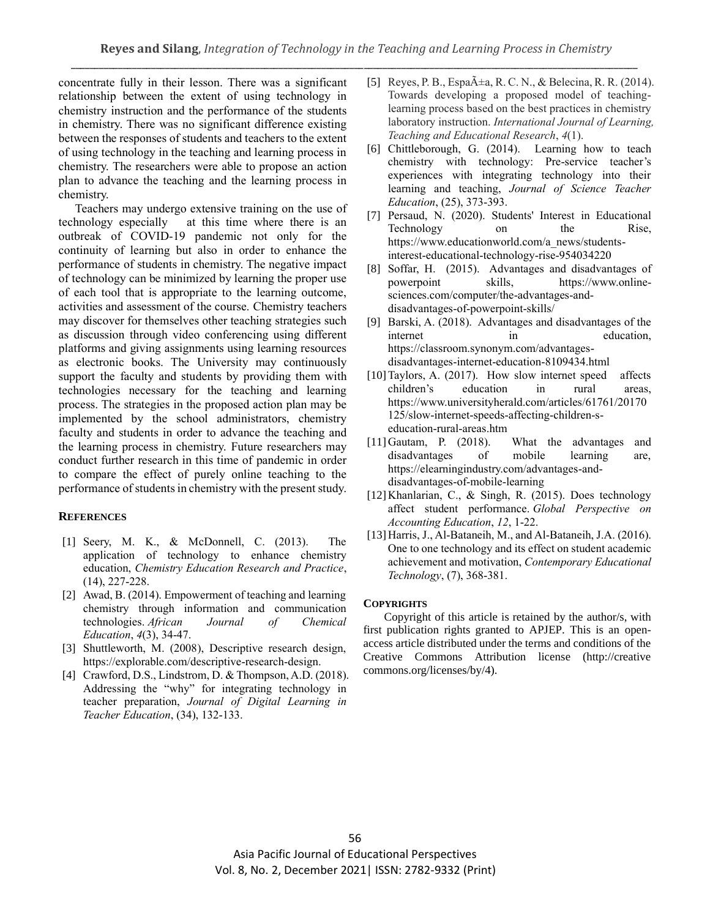concentrate fully in their lesson. There was a significant relationship between the extent of using technology in chemistry instruction and the performance of the students in chemistry. There was no significant difference existing between the responses of students and teachers to the extent of using technology in the teaching and learning process in chemistry. The researchers were able to propose an action plan to advance the teaching and the learning process in chemistry.

Teachers may undergo extensive training on the use of technology especially at this time where there is an outbreak of COVID-19 pandemic not only for the continuity of learning but also in order to enhance the performance of students in chemistry. The negative impact of technology can be minimized by learning the proper use of each tool that is appropriate to the learning outcome, activities and assessment of the course. Chemistry teachers may discover for themselves other teaching strategies such as discussion through video conferencing using different platforms and giving assignments using learning resources as electronic books. The University may continuously support the faculty and students by providing them with technologies necessary for the teaching and learning process. The strategies in the proposed action plan may be implemented by the school administrators, chemistry faculty and students in order to advance the teaching and the learning process in chemistry. Future researchers may conduct further research in this time of pandemic in order to compare the effect of purely online teaching to the performance of students in chemistry with the present study.

## REFERENCES

[1] Seery, M. K., & McDonnell, C. (2013). The application of technology to enhance chemistry education, *Chemistry Education Research and Practice*, (14), 227-228.

[2] Awad, B. (2014). Empowerment of teaching and learning chemistry through information and communication technologies. *African Journal of Chemical Education*, *4*(3), 34-47.

[3] Shuttleworth, M. (2008), Descriptive research design, https://explorable.com/descriptive-research-design.

[4] Crawford, D.S., Lindstrom, D. & Thompson, A.D. (2018). Addressing the "why" for integrating technology in teacher preparation, *Journal of Digital Learning in Teacher Education*, (34), 132-133.

[5] Reyes, P. B., EspaÃ±a, R. C. N., & Belecina, R. R. (2014). Towards developing a proposed model of teaching-learning process based on the best practices in chemistry laboratory instruction. *International Journal of Learning, Teaching and Educational Research*, *4*(1).

[6] Chittleborough, G. (2014). Learning how to teach chemistry with technology: Pre-service teacher's experiences with integrating technology into their learning and teaching, *Journal of Science Teacher Education*, (25), 373-393.

[7] Persaud, N. (2020). Students' Interest in Educational Technology on the Rise, https://www.educationworld.com/a_news/students-interest-educational-technology-rise-954034220

[8] Soffar, H. (2015). Advantages and disadvantages of powerpoint skills, https://www.online-sciences.com/computer/the-advantages-and-disadvantages-of-powerpoint-skills/

[9] Barski, A. (2018). Advantages and disadvantages of the internet in education, https://classroom.synonym.com/advantages-disadvantages-internet-education-8109434.html

[10] Taylors, A. (2017). How slow internet speed affects children's education in rural areas, https://www.universityherald.com/articles/61761/20170125/slow-internet-speeds-affecting-children-s-education-rural-areas.htm

[11] Gautam, P. (2018). What the advantages and disadvantages of mobile learning are, https://elearningindustry.com/advantages-and-disadvantages-of-mobile-learning

[12] Khanlarian, C., & Singh, R. (2015). Does technology affect student performance. *Global Perspective on Accounting Education*, *12*, 1-22.

[13] Harris, J., Al-Bataneih, M., and Al-Bataneih, J.A. (2016). One to one technology and its effect on student academic achievement and motivation, *Contemporary Educational Technology*, (7), 368-381.

## COPYRIGHTS

Copyright of this article is retained by the author/s, with first publication rights granted to APJEP. This is an open-access article distributed under the terms and conditions of the Creative Commons Attribution license (http://creative commons.org/licenses/by/4).